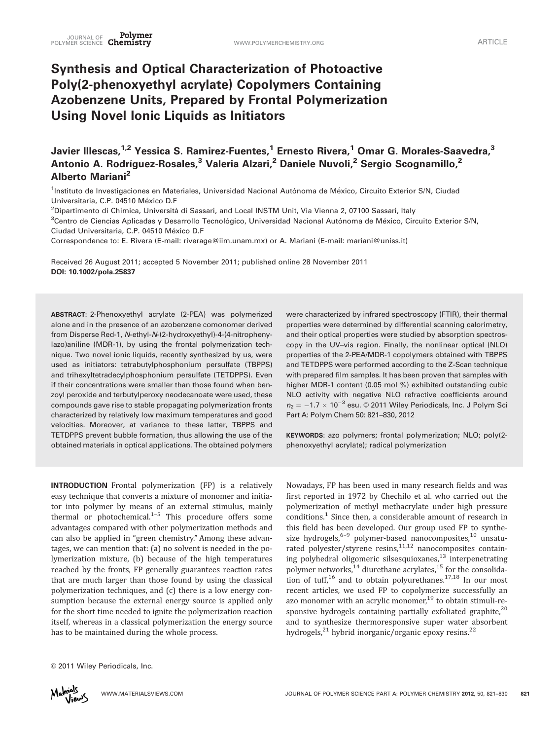# Synthesis and Optical Characterization of Photoactive Poly(2-phenoxyethyl acrylate) Copolymers Containing Azobenzene Units, Prepared by Frontal Polymerization Using Novel Ionic Liquids as Initiators

Javier Illescas,[1,2] Yessica S. Ramirez-Fuentes,[1] Ernesto Rivera,[1] Omar G. Morales-Saavedra,[3] Antonio A. Rodríguez-Rosales,[3] Valeria Alzari,[2] Daniele Nuvoli,[2] Sergio Scognamillo,[2] Alberto Mariani[2]

[1]Instituto de Investigaciones en Materiales, Universidad Nacional Autónoma de México, Circuito Exterior S/N, Ciudad Universitaria, C.P. 04510 México D.F

[2]Dipartimento di Chimica, Università di Sassari, and Local INSTM Unit, Via Vienna 2, 07100 Sassari, Italy

[3]Centro de Ciencias Aplicadas y Desarrollo Tecnológico, Universidad Nacional Autónoma de México, Circuito Exterior S/N, Ciudad Universitaria, C.P. 04510 México D.F

Correspondence to: E. Rivera (E-mail: riverage@iim.unam.mx) or A. Mariani (E-mail: mariani@uniss.it)

Received 26 August 2011; accepted 5 November 2011; published online 28 November 2011

**DOI: 10.1002/pola.25837**

**ABSTRACT**: 2-Phenoxyethyl acrylate (2-PEA) was polymerized alone and in the presence of an azobenzene comonomer derived from Disperse Red-1, *N*-ethyl-*N*-(2-hydroxyethyl)-4-(4-nitrophenylazo)aniline (MDR-1), by using the frontal polymerization technique. Two novel ionic liquids, recently synthesized by us, were used as initiators: tetrabutylphosphonium persulfate (TBPPS) and trihexyltetradecylphosphonium persulfate (TETDPPS). Even if their concentrations were smaller than those found when benzoyl peroxide and terbutylperoxy neodecanoate were used, these compounds gave rise to stable propagating polymerization fronts characterized by relatively low maximum temperatures and good velocities. Moreover, at variance to these latter, TBPPS and TETDPPS prevent bubble formation, thus allowing the use of the obtained materials in optical applications. The obtained polymers were characterized by infrared spectroscopy (FTIR), their thermal properties were determined by differential scanning calorimetry, and their optical properties were studied by absorption spectroscopy in the UV–vis region. Finally, the nonlinear optical (NLO) properties of the 2-PEA/MDR-1 copolymers obtained with TBPPS and TETDPPS were performed according to the Z-Scan technique with prepared film samples. It has been proven that samples with higher MDR-1 content (0.05 mol %) exhibited outstanding cubic NLO activity with negative NLO refractive coefficients around $n_2 = -1.7 \times 10^{-3}$ esu. © 2011 Wiley Periodicals, Inc. J Polym Sci Part A: Polym Chem 50: 821–830, 2012

**KEYWORDS**: azo polymers; frontal polymerization; NLO; poly(2-phenoxyethyl acrylate); radical polymerization

**INTRODUCTION** Frontal polymerization (FP) is a relatively easy technique that converts a mixture of monomer and initiator into polymer by means of an external stimulus, mainly thermal or photochemical.[1–5] This procedure offers some advantages compared with other polymerization methods and can also be applied in "green chemistry." Among these advantages, we can mention that: (a) no solvent is needed in the polymerization mixture, (b) because of the high temperatures reached by the fronts, FP generally guarantees reaction rates that are much larger than those found by using the classical polymerization techniques, and (c) there is a low energy consumption because the external energy source is applied only for the short time needed to ignite the polymerization reaction itself, whereas in a classical polymerization the energy source has to be maintained during the whole process.

Nowadays, FP has been used in many research fields and was first reported in 1972 by Chechilo et al. who carried out the polymerization of methyl methacrylate under high pressure conditions.[1] Since then, a considerable amount of research in this field has been developed. Our group used FP to synthesize hydrogels,[6–9] polymer-based nanocomposites,[10] unsaturated polyester/styrene resins,[11,12] nanocomposites containing polyhedral oligomeric silsesquioxanes,[13] interpenetrating polymer networks,[14] diurethane acrylates,[15] for the consolidation of tuff,[16] and to obtain polyurethanes.[17,18] In our most recent articles, we used FP to copolymerize successfully an azo monomer with an acrylic monomer,[19] to obtain stimuli-responsive hydrogels containing partially exfoliated graphite,[20] and to synthesize thermoresponsive super water absorbent hydrogels,[21] hybrid inorganic/organic epoxy resins.[22]

© 2011 Wiley Periodicals, Inc.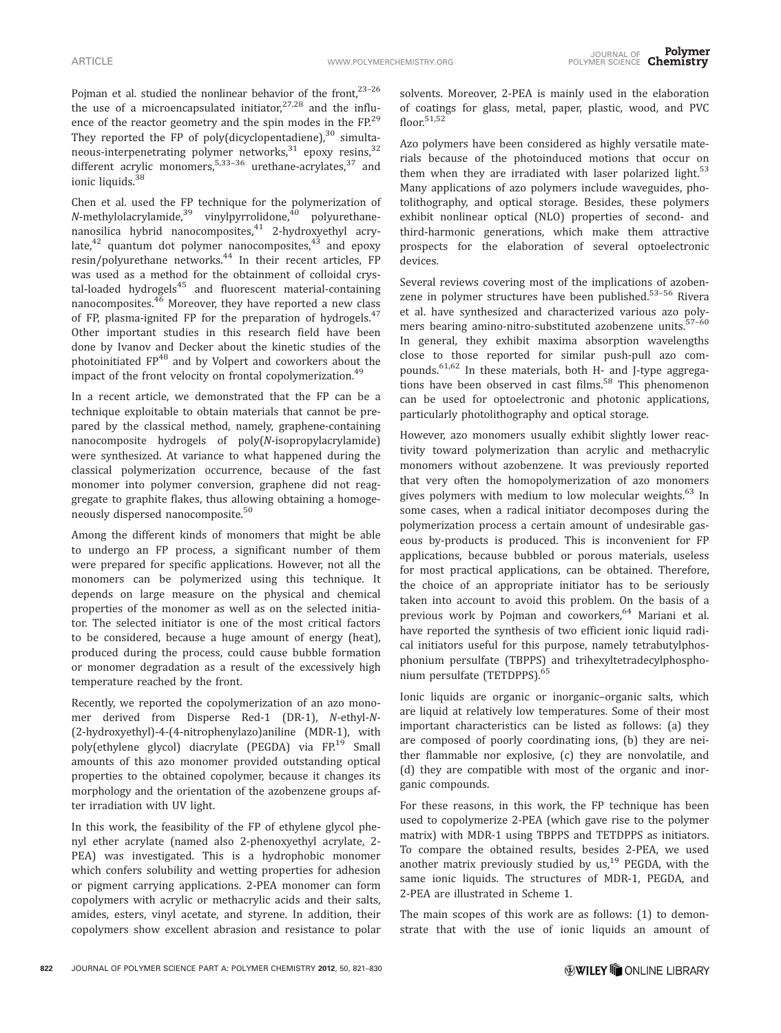Pojman et al. studied the nonlinear behavior of the front,[23–26] the use of a microencapsulated initiator,[27,28] and the influence of the reactor geometry and the spin modes in the FP.[29] They reported the FP of poly(dicyclopentadiene),[30] simultaneous-interpenetrating polymer networks,[31] epoxy resins,[32] different acrylic monomers,[5,33–36] urethane-acrylates,[37] and ionic liquids.[38]

Chen et al. used the FP technique for the polymerization of *N*-methylolacrylamide,[39] vinylpyrrolidone,[40] polyurethane-nanosilica hybrid nanocomposites,[41] 2-hydroxyethyl acrylate,[42] quantum dot polymer nanocomposites,[43] and epoxy resin/polyurethane networks.[44] In their recent articles, FP was used as a method for the obtainment of colloidal crystal-loaded hydrogels[45] and fluorescent material-containing nanocomposites.[46] Moreover, they have reported a new class of FP, plasma-ignited FP for the preparation of hydrogels.[47] Other important studies in this research field have been done by Ivanov and Decker about the kinetic studies of the photoinitiated FP[48] and by Volpert and coworkers about the impact of the front velocity on frontal copolymerization.[49]

In a recent article, we demonstrated that the FP can be a technique exploitable to obtain materials that cannot be prepared by the classical method, namely, graphene-containing nanocomposite hydrogels of poly(*N*-isopropylacrylamide) were synthesized. At variance to what happened during the classical polymerization occurrence, because of the fast monomer into polymer conversion, graphene did not reaggregate to graphite flakes, thus allowing obtaining a homogeneously dispersed nanocomposite.[50]

Among the different kinds of monomers that might be able to undergo an FP process, a significant number of them were prepared for specific applications. However, not all the monomers can be polymerized using this technique. It depends on large measure on the physical and chemical properties of the monomer as well as on the selected initiator. The selected initiator is one of the most critical factors to be considered, because a huge amount of energy (heat), produced during the process, could cause bubble formation or monomer degradation as a result of the excessively high temperature reached by the front.

Recently, we reported the copolymerization of an azo monomer derived from Disperse Red-1 (DR-1), *N*-ethyl-*N*-(2-hydroxyethyl)-4-(4-nitrophenylazo)aniline (MDR-1), with poly(ethylene glycol) diacrylate (PEGDA) via FP.[19] Small amounts of this azo monomer provided outstanding optical properties to the obtained copolymer, because it changes its morphology and the orientation of the azobenzene groups after irradiation with UV light.

In this work, the feasibility of the FP of ethylene glycol phenyl ether acrylate (named also 2-phenoxyethyl acrylate, 2-PEA) was investigated. This is a hydrophobic monomer which confers solubility and wetting properties for adhesion or pigment carrying applications. 2-PEA monomer can form copolymers with acrylic or methacrylic acids and their salts, amides, esters, vinyl acetate, and styrene. In addition, their copolymers show excellent abrasion and resistance to polar solvents. Moreover, 2-PEA is mainly used in the elaboration of coatings for glass, metal, paper, plastic, wood, and PVC floor.[51,52]

Azo polymers have been considered as highly versatile materials because of the photoinduced motions that occur on them when they are irradiated with laser polarized light.[53] Many applications of azo polymers include waveguides, photolithography, and optical storage. Besides, these polymers exhibit nonlinear optical (NLO) properties of second- and third-harmonic generations, which make them attractive prospects for the elaboration of several optoelectronic devices.

Several reviews covering most of the implications of azobenzene in polymer structures have been published.[53–56] Rivera et al. have synthesized and characterized various azo polymers bearing amino-nitro-substituted azobenzene units.[57–60] In general, they exhibit maxima absorption wavelengths close to those reported for similar push-pull azo compounds.[61,62] In these materials, both H- and J-type aggregations have been observed in cast films.[58] This phenomenon can be used for optoelectronic and photonic applications, particularly photolithography and optical storage.

However, azo monomers usually exhibit slightly lower reactivity toward polymerization than acrylic and methacrylic monomers without azobenzene. It was previously reported that very often the homopolymerization of azo monomers gives polymers with medium to low molecular weights.[63] In some cases, when a radical initiator decomposes during the polymerization process a certain amount of undesirable gaseous by-products is produced. This is inconvenient for FP applications, because bubbled or porous materials, useless for most practical applications, can be obtained. Therefore, the choice of an appropriate initiator has to be seriously taken into account to avoid this problem. On the basis of a previous work by Pojman and coworkers,[64] Mariani et al. have reported the synthesis of two efficient ionic liquid radical initiators useful for this purpose, namely tetrabutylphosphonium persulfate (TBPPS) and trihexyltetradecylphosphonium persulfate (TETDPPS).[65]

Ionic liquids are organic or inorganic–organic salts, which are liquid at relatively low temperatures. Some of their most important characteristics can be listed as follows: (a) they are composed of poorly coordinating ions, (b) they are neither flammable nor explosive, (c) they are nonvolatile, and (d) they are compatible with most of the organic and inorganic compounds.

For these reasons, in this work, the FP technique has been used to copolymerize 2-PEA (which gave rise to the polymer matrix) with MDR-1 using TBPPS and TETDPPS as initiators. To compare the obtained results, besides 2-PEA, we used another matrix previously studied by us,[19] PEGDA, with the same ionic liquids. The structures of MDR-1, PEGDA, and 2-PEA are illustrated in Scheme 1.

The main scopes of this work are as follows: (1) to demonstrate that with the use of ionic liquids an amount of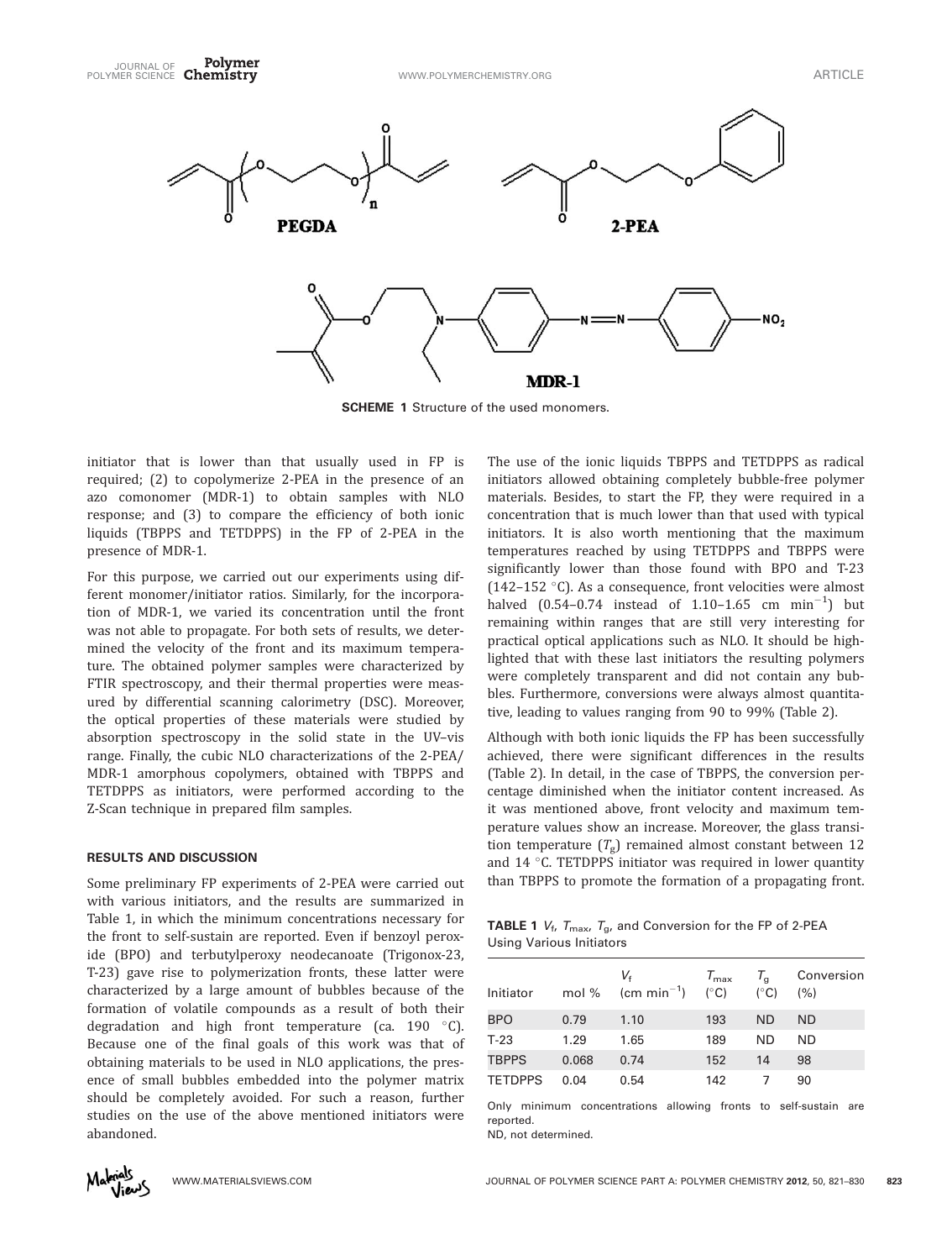**SCHEME 1** Structure of the used monomers.

initiator that is lower than that usually used in FP is required; (2) to copolymerize 2-PEA in the presence of an azo comonomer (MDR-1) to obtain samples with NLO response; and (3) to compare the efficiency of both ionic liquids (TBPPS and TETDPPS) in the FP of 2-PEA in the presence of MDR-1.

For this purpose, we carried out our experiments using different monomer/initiator ratios. Similarly, for the incorporation of MDR-1, we varied its concentration until the front was not able to propagate. For both sets of results, we determined the velocity of the front and its maximum temperature. The obtained polymer samples were characterized by FTIR spectroscopy, and their thermal properties were measured by differential scanning calorimetry (DSC). Moreover, the optical properties of these materials were studied by absorption spectroscopy in the solid state in the UV–vis range. Finally, the cubic NLO characterizations of the 2-PEA/MDR-1 amorphous copolymers, obtained with TBPPS and TETDPPS as initiators, were performed according to the Z-Scan technique in prepared film samples.

## RESULTS AND DISCUSSION

Some preliminary FP experiments of 2-PEA were carried out with various initiators, and the results are summarized in Table 1, in which the minimum concentrations necessary for the front to self-sustain are reported. Even if benzoyl peroxide (BPO) and terbutylperoxy neodecanoate (Trigonox-23, T-23) gave rise to polymerization fronts, these latter were characterized by a large amount of bubbles because of the formation of volatile compounds as a result of both their degradation and high front temperature (ca. 190 °C). Because one of the final goals of this work was that of obtaining materials to be used in NLO applications, the presence of small bubbles embedded into the polymer matrix should be completely avoided. For such a reason, further studies on the use of the above mentioned initiators were abandoned.

The use of the ionic liquids TBPPS and TETDPPS as radical initiators allowed obtaining completely bubble-free polymer materials. Besides, to start the FP, they were required in a concentration that is much lower than that used with typical initiators. It is also worth mentioning that the maximum temperatures reached by using TETDPPS and TBPPS were significantly lower than those found with BPO and T-23 (142–152 °C). As a consequence, front velocities were almost halved (0.54–0.74 instead of 1.10–1.65 cm $min^{-1}$) but remaining within ranges that are still very interesting for practical optical applications such as NLO. It should be highlighted that with these last initiators the resulting polymers were completely transparent and did not contain any bubbles. Furthermore, conversions were always almost quantitative, leading to values ranging from 90 to 99% (Table 2).

Although with both ionic liquids the FP has been successfully achieved, there were significant differences in the results (Table 2). In detail, in the case of TBPPS, the conversion percentage diminished when the initiator content increased. As it was mentioned above, front velocity and maximum temperature values show an increase. Moreover, the glass transition temperature ($T_g$) remained almost constant between 12 and 14 °C. TETDPPS initiator was required in lower quantity than TBPPS to promote the formation of a propagating front.

**TABLE 1** $V_f$, $T_{max}$, $T_g$, and Conversion for the FP of 2-PEA Using Various Initiators

| Initiator | mol % | $V_f$ (cm $min^{-1}$) | $T_{max}$ (°C) | $T_g$ (°C) | Conversion (%) |
|---|---|---|---|---|---|
| BPO | 0.79 | 1.10 | 193 | ND | ND |
| T-23 | 1.29 | 1.65 | 189 | ND | ND |
| TBPPS | 0.068 | 0.74 | 152 | 14 | 98 |
| TETDPPS | 0.04 | 0.54 | 142 | 7 | 90 |

Only minimum concentrations allowing fronts to self-sustain are reported.
ND, not determined.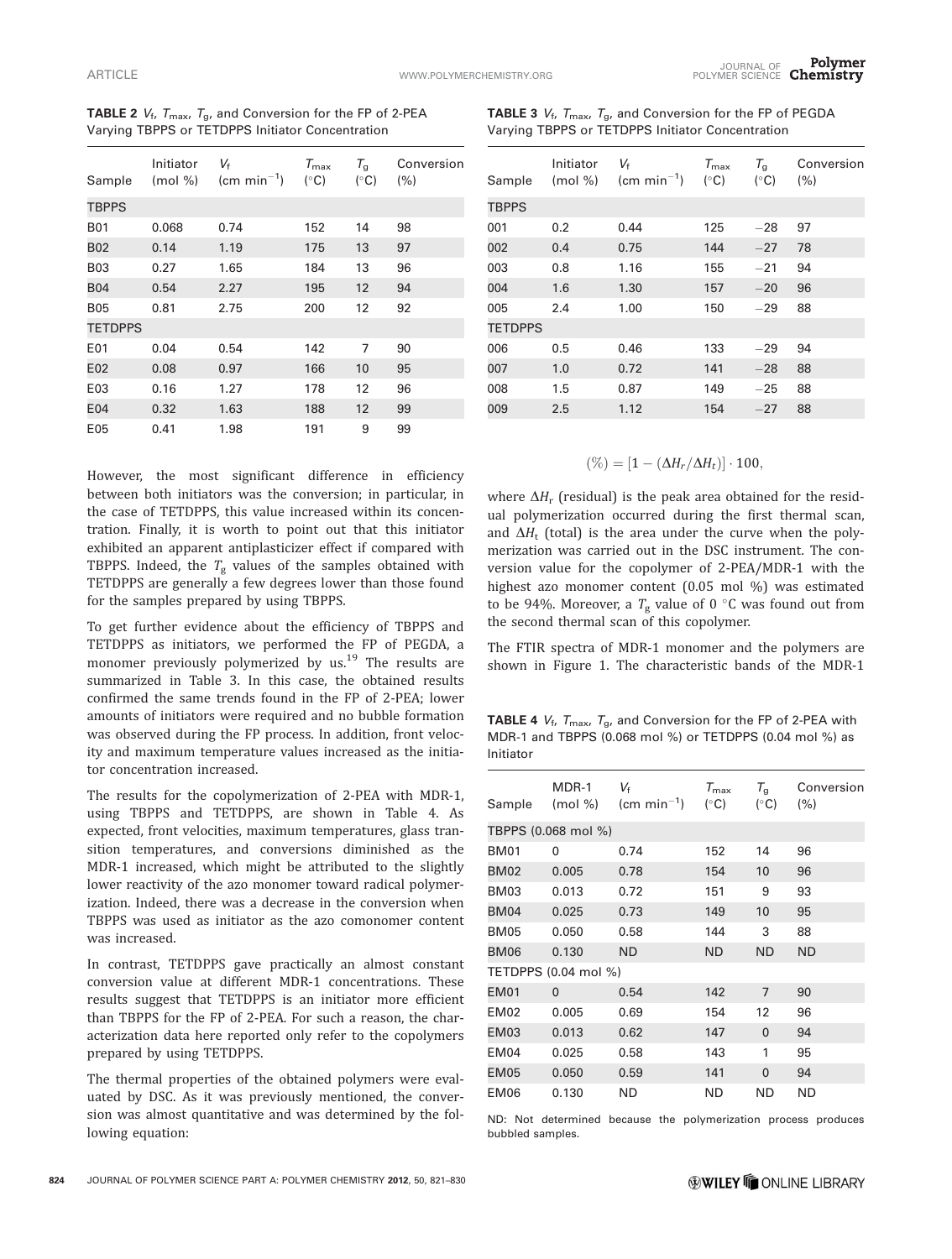**TABLE 2** $V_f$, $T_{max}$, $T_g$, and Conversion for the FP of 2-PEA Varying TBPPS or TETDPPS Initiator Concentration

| Sample | Initiator (mol %) | $V_f$ (cm min$^{-1}$) | $T_{max}$ (°C) | $T_g$ (°C) | Conversion (%) |
|---|---|---|---|---|---|
| TBPPS | | | | | |
| B01 | 0.068 | 0.74 | 152 | 14 | 98 |
| B02 | 0.14 | 1.19 | 175 | 13 | 97 |
| B03 | 0.27 | 1.65 | 184 | 13 | 96 |
| B04 | 0.54 | 2.27 | 195 | 12 | 94 |
| B05 | 0.81 | 2.75 | 200 | 12 | 92 |
| TETDPPS | | | | | |
| E01 | 0.04 | 0.54 | 142 | 7 | 90 |
| E02 | 0.08 | 0.97 | 166 | 10 | 95 |
| E03 | 0.16 | 1.27 | 178 | 12 | 96 |
| E04 | 0.32 | 1.63 | 188 | 12 | 99 |
| E05 | 0.41 | 1.98 | 191 | 9 | 99 |

However, the most significant difference in efficiency between both initiators was the conversion; in particular, in the case of TETDPPS, this value increased within its concentration. Finally, it is worth to point out that this initiator exhibited an apparent antiplasticizer effect if compared with TBPPS. Indeed, the $T_g$ values of the samples obtained with TETDPPS are generally a few degrees lower than those found for the samples prepared by using TBPPS.

To get further evidence about the efficiency of TBPPS and TETDPPS as initiators, we performed the FP of PEGDA, a monomer previously polymerized by us.[19] The results are summarized in Table 3. In this case, the obtained results confirmed the same trends found in the FP of 2-PEA; lower amounts of initiators were required and no bubble formation was observed during the FP process. In addition, front velocity and maximum temperature values increased as the initiator concentration increased.

The results for the copolymerization of 2-PEA with MDR-1, using TBPPS and TETDPPS, are shown in Table 4. As expected, front velocities, maximum temperatures, glass transition temperatures, and conversions diminished as the MDR-1 increased, which might be attributed to the slightly lower reactivity of the azo monomer toward radical polymerization. Indeed, there was a decrease in the conversion when TBPPS was used as initiator as the azo comonomer content was increased.

In contrast, TETDPPS gave practically an almost constant conversion value at different MDR-1 concentrations. These results suggest that TETDPPS is an initiator more efficient than TBPPS for the FP of 2-PEA. For such a reason, the characterization data here reported only refer to the copolymers prepared by using TETDPPS.

The thermal properties of the obtained polymers were evaluated by DSC. As it was previously mentioned, the conversion was almost quantitative and was determined by the following equation:

**TABLE 3** $V_f$, $T_{max}$, $T_g$, and Conversion for the FP of PEGDA Varying TBPPS or TETDPPS Initiator Concentration

| Sample | Initiator (mol %) | $V_f$ (cm min$^{-1}$) | $T_{max}$ (°C) | $T_g$ (°C) | Conversion (%) |
|---|---|---|---|---|---|
| TBPPS | | | | | |
| 001 | 0.2 | 0.44 | 125 | −28 | 97 |
| 002 | 0.4 | 0.75 | 144 | −27 | 78 |
| 003 | 0.8 | 1.16 | 155 | −21 | 94 |
| 004 | 1.6 | 1.30 | 157 | −20 | 96 |
| 005 | 2.4 | 1.00 | 150 | −29 | 88 |
| TETDPPS | | | | | |
| 006 | 0.5 | 0.46 | 133 | −29 | 94 |
| 007 | 1.0 | 0.72 | 141 | −28 | 88 |
| 008 | 1.5 | 0.87 | 149 | −25 | 88 |
| 009 | 2.5 | 1.12 | 154 | −27 | 88 |

$$(\%) = [1 - (\Delta H_r/\Delta H_t)] \cdot 100,$$

where $\Delta H_r$ (residual) is the peak area obtained for the residual polymerization occurred during the first thermal scan, and $\Delta H_t$ (total) is the area under the curve when the polymerization was carried out in the DSC instrument. The conversion value for the copolymer of 2-PEA/MDR-1 with the highest azo monomer content (0.05 mol %) was estimated to be 94%. Moreover, a $T_g$ value of 0 °C was found out from the second thermal scan of this copolymer.

The FTIR spectra of MDR-1 monomer and the polymers are shown in Figure 1. The characteristic bands of the MDR-1

**TABLE 4** $V_f$, $T_{max}$, $T_g$, and Conversion for the FP of 2-PEA with MDR-1 and TBPPS (0.068 mol %) or TETDPPS (0.04 mol %) as Initiator

| Sample | MDR-1 (mol %) | $V_f$ (cm min$^{-1}$) | $T_{max}$ (°C) | $T_g$ (°C) | Conversion (%) |
|---|---|---|---|---|---|
| TBPPS (0.068 mol %) | | | | | |
| BM01 | 0 | 0.74 | 152 | 14 | 96 |
| BM02 | 0.005 | 0.78 | 154 | 10 | 96 |
| BM03 | 0.013 | 0.72 | 151 | 9 | 93 |
| BM04 | 0.025 | 0.73 | 149 | 10 | 95 |
| BM05 | 0.050 | 0.58 | 144 | 3 | 88 |
| BM06 | 0.130 | ND | ND | ND | ND |
| TETDPPS (0.04 mol %) | | | | | |
| EM01 | 0 | 0.54 | 142 | 7 | 90 |
| EM02 | 0.005 | 0.69 | 154 | 12 | 96 |
| EM03 | 0.013 | 0.62 | 147 | 0 | 94 |
| EM04 | 0.025 | 0.58 | 143 | 1 | 95 |
| EM05 | 0.050 | 0.59 | 141 | 0 | 94 |
| EM06 | 0.130 | ND | ND | ND | ND |

ND: Not determined because the polymerization process produces bubbled samples.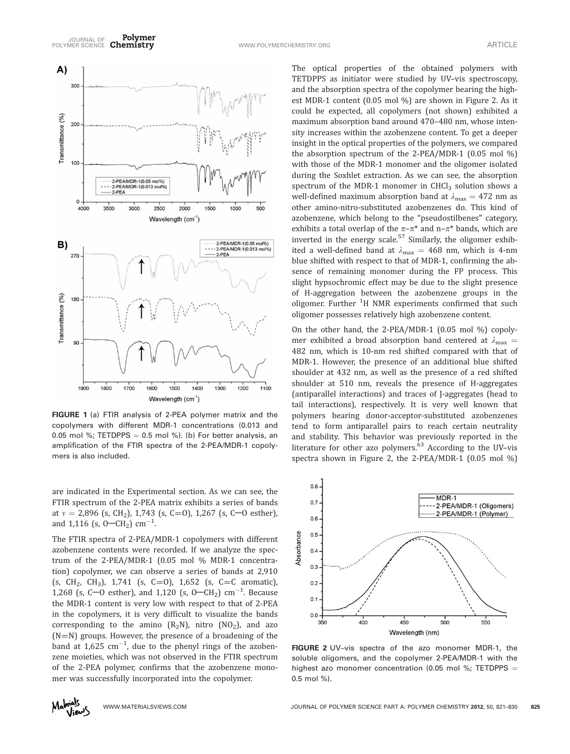FIGURE 1 (a) FTIR analysis of 2-PEA polymer matrix and the copolymers with different MDR-1 concentrations (0.013 and 0.05 mol %; TETDPPS = 0.5 mol %). (b) For better analysis, an amplification of the FTIR spectra of the 2-PEA/MDR-1 copolymers is also included.

are indicated in the Experimental section. As we can see, the FTIR spectrum of the 2-PEA matrix exhibits a series of bands at $v$ = 2,896 (s, $CH_2$), 1,743 (s, C=O), 1,267 (s, C—O esther), and 1,116 (s, O—$CH_2$) $cm^{-1}$.

The FTIR spectra of 2-PEA/MDR-1 copolymers with different azobenzene contents were recorded. If we analyze the spectrum of the 2-PEA/MDR-1 (0.05 mol % MDR-1 concentration) copolymer, we can observe a series of bands at 2,910 (s, $CH_2$, $CH_3$), 1,741 (s, C=O), 1,652 (s, C=C aromatic), 1,268 (s, C—O esther), and 1,120 (s, O—$CH_2$) $cm^{-1}$. Because the MDR-1 content is very low with respect to that of 2-PEA in the copolymers, it is very difficult to visualize the bands corresponding to the amino ($R_2N$), nitro ($NO_2$), and azo (N=N) groups. However, the presence of a broadening of the band at 1,625 $cm^{-1}$, due to the phenyl rings of the azobenzene moieties, which was not observed in the FTIR spectrum of the 2-PEA polymer, confirms that the azobenzene monomer was successfully incorporated into the copolymer.

The optical properties of the obtained polymers with TETDPPS as initiator were studied by UV–vis spectroscopy, and the absorption spectra of the copolymer bearing the highest MDR-1 content (0.05 mol %) are shown in Figure 2. As it could be expected, all copolymers (not shown) exhibited a maximum absorption band around 470–480 nm, whose intensity increases within the azobenzene content. To get a deeper insight in the optical properties of the polymers, we compared the absorption spectrum of the 2-PEA/MDR-1 (0.05 mol %) with those of the MDR-1 monomer and the oligomer isolated during the Soxhlet extraction. As we can see, the absorption spectrum of the MDR-1 monomer in $CHCl_3$ solution shows a well-defined maximum absorption band at $\lambda_{max}$ = 472 nm as other amino-nitro-substituted azobenzenes do. This kind of azobenzene, which belong to the "pseudostilbenes" category, exhibits a total overlap of the $\pi$–$\pi$* and n–$\pi$* bands, which are inverted in the energy scale.[57] Similarly, the oligomer exhibited a well-defined band at $\lambda_{max}$ = 468 nm, which is 4-nm blue shifted with respect to that of MDR-1, confirming the absence of remaining monomer during the FP process. This slight hypsochromic effect may be due to the slight presence of H-aggregation between the azobenzene groups in the oligomer. Further $^1$H NMR experiments confirmed that such oligomer possesses relatively high azobenzene content.

On the other hand, the 2-PEA/MDR-1 (0.05 mol %) copolymer exhibited a broad absorption band centered at $\lambda_{max}$ = 482 nm, which is 10-nm red shifted compared with that of MDR-1. However, the presence of an additional blue shifted shoulder at 432 nm, as well as the presence of a red shifted shoulder at 510 nm, reveals the presence of H-aggregates (antiparallel interactions) and traces of J-aggregates (head to tail interactions), respectively. It is very well known that polymers bearing donor-acceptor-substituted azobenzenes tend to form antiparallel pairs to reach certain neutrality and stability. This behavior was previously reported in the literature for other azo polymers.[63] According to the UV–vis spectra shown in Figure 2, the 2-PEA/MDR-1 (0.05 mol %)

FIGURE 2 UV–vis spectra of the azo monomer MDR-1, the soluble oligomers, and the copolymer 2-PEA/MDR-1 with the highest azo monomer concentration (0.05 mol %; TETDPPS = 0.5 mol %).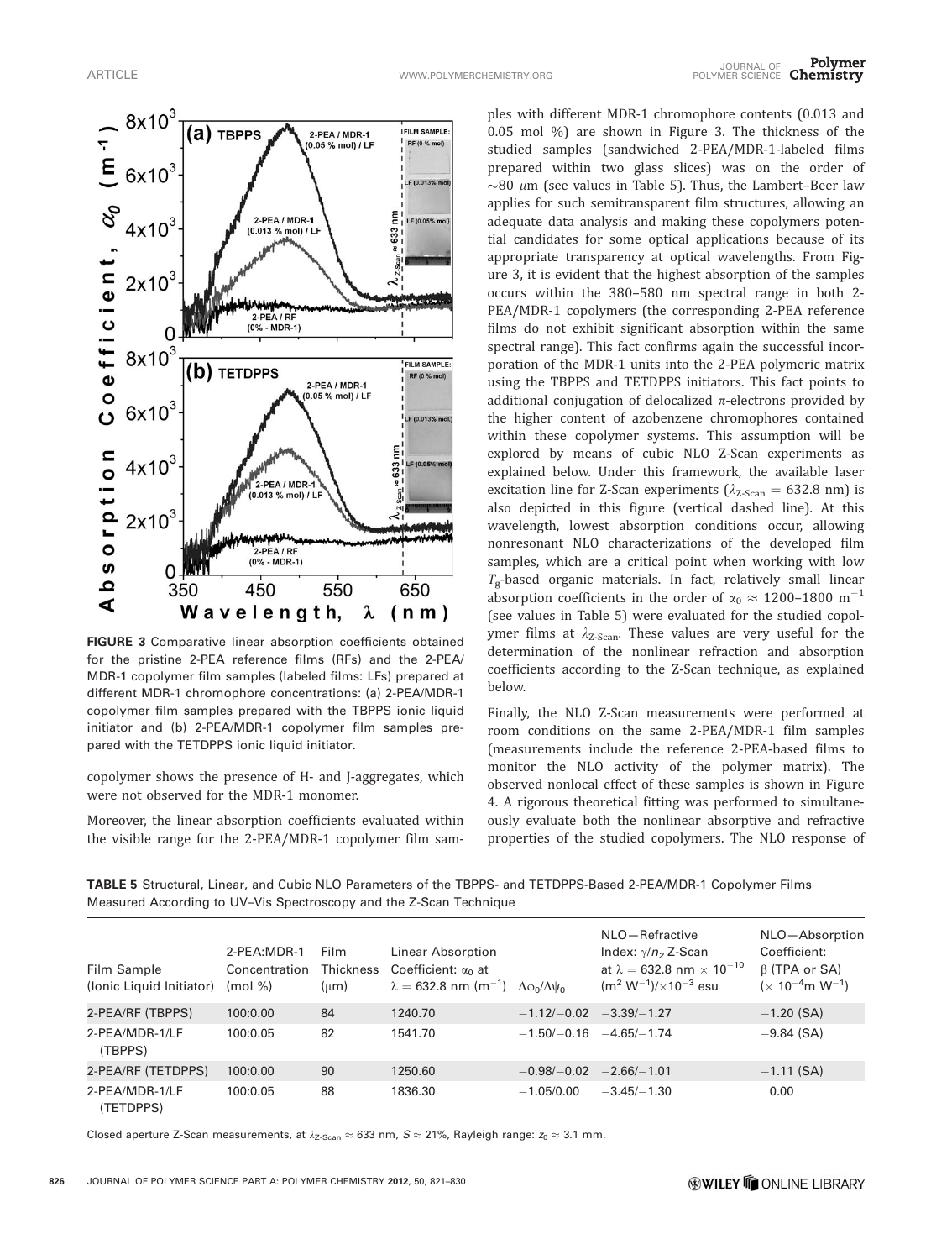**FIGURE 3** Comparative linear absorption coefficients obtained for the pristine 2-PEA reference films (RFs) and the 2-PEA/MDR-1 copolymer film samples (labeled films: LFs) prepared at different MDR-1 chromophore concentrations: (a) 2-PEA/MDR-1 copolymer film samples prepared with the TBPPS ionic liquid initiator and (b) 2-PEA/MDR-1 copolymer film samples prepared with the TETDPPS ionic liquid initiator.

copolymer shows the presence of H- and J-aggregates, which were not observed for the MDR-1 monomer.

Moreover, the linear absorption coefficients evaluated within the visible range for the 2-PEA/MDR-1 copolymer film samples with different MDR-1 chromophore contents (0.013 and 0.05 mol %) are shown in Figure 3. The thickness of the studied samples (sandwiched 2-PEA/MDR-1-labeled films prepared within two glass slices) was on the order of $\sim$80 $\mu$m (see values in Table 5). Thus, the Lambert–Beer law applies for such semitransparent film structures, allowing an adequate data analysis and making these copolymers potential candidates for some optical applications because of its appropriate transparency at optical wavelengths. From Figure 3, it is evident that the highest absorption of the samples occurs within the 380–580 nm spectral range in both 2-PEA/MDR-1 copolymers (the corresponding 2-PEA reference films do not exhibit significant absorption within the same spectral range). This fact confirms again the successful incorporation of the MDR-1 units into the 2-PEA polymeric matrix using the TBPPS and TETDPPS initiators. This fact points to additional conjugation of delocalized $\pi$-electrons provided by the higher content of azobenzene chromophores contained within these copolymer systems. This assumption will be explored by means of cubic NLO Z-Scan experiments as explained below. Under this framework, the available laser excitation line for Z-Scan experiments ($\lambda_{Z\text{-Scan}} = 632.8$ nm) is also depicted in this figure (vertical dashed line). At this wavelength, lowest absorption conditions occur, allowing nonresonant NLO characterizations of the developed film samples, which are a critical point when working with low $T_g$-based organic materials. In fact, relatively small linear absorption coefficients in the order of $\alpha_0 \approx 1200$–$1800$ m$^{-1}$ (see values in Table 5) were evaluated for the studied copolymer films at $\lambda_{Z\text{-Scan}}$. These values are very useful for the determination of the nonlinear refraction and absorption coefficients according to the Z-Scan technique, as explained below.

Finally, the NLO Z-Scan measurements were performed at room conditions on the same 2-PEA/MDR-1 film samples (measurements include the reference 2-PEA-based films to monitor the NLO activity of the polymer matrix). The observed nonlocal effect of these samples is shown in Figure 4. A rigorous theoretical fitting was performed to simultaneously evaluate both the nonlinear absorptive and refractive properties of the studied copolymers. The NLO response of

**TABLE 5** Structural, Linear, and Cubic NLO Parameters of the TBPPS- and TETDPPS-Based 2-PEA/MDR-1 Copolymer Films Measured According to UV–Vis Spectroscopy and the Z-Scan Technique

| Film Sample (Ionic Liquid Initiator) | 2-PEA:MDR-1 Concentration (mol %) | Film Thickness ($\mu$m) | Linear Absorption Coefficient: $\alpha_0$ at $\lambda = 632.8$ nm (m$^{-1}$) | $\Delta\phi_0/\Delta\psi_0$ | NLO—Refractive Index: $\gamma/n_2$ Z-Scan at $\lambda = 632.8$ nm $\times 10^{-10}$ (m$^2$ W$^{-1}$)/$\times 10^{-3}$ esu | NLO—Absorption Coefficient: $\beta$ (TPA or SA) ($\times 10^{-4}$m W$^{-1}$) |
|---|---|---|---|---|---|---|
| 2-PEA/RF (TBPPS) | 100:0.00 | 84 | 1240.70 | −1.12/−0.02 | −3.39/−1.27 | −1.20 (SA) |
| 2-PEA/MDR-1/LF (TBPPS) | 100:0.05 | 82 | 1541.70 | −1.50/−0.16 | −4.65/−1.74 | −9.84 (SA) |
| 2-PEA/RF (TETDPPS) | 100:0.00 | 90 | 1250.60 | −0.98/−0.02 | −2.66/−1.01 | −1.11 (SA) |
| 2-PEA/MDR-1/LF (TETDPPS) | 100:0.05 | 88 | 1836.30 | −1.05/0.00 | −3.45/−1.30 | 0.00 |

Closed aperture Z-Scan measurements, at $\lambda_{Z\text{-Scan}} \approx 633$ nm, $S \approx 21\%$, Rayleigh range: $z_0 \approx 3.1$ mm.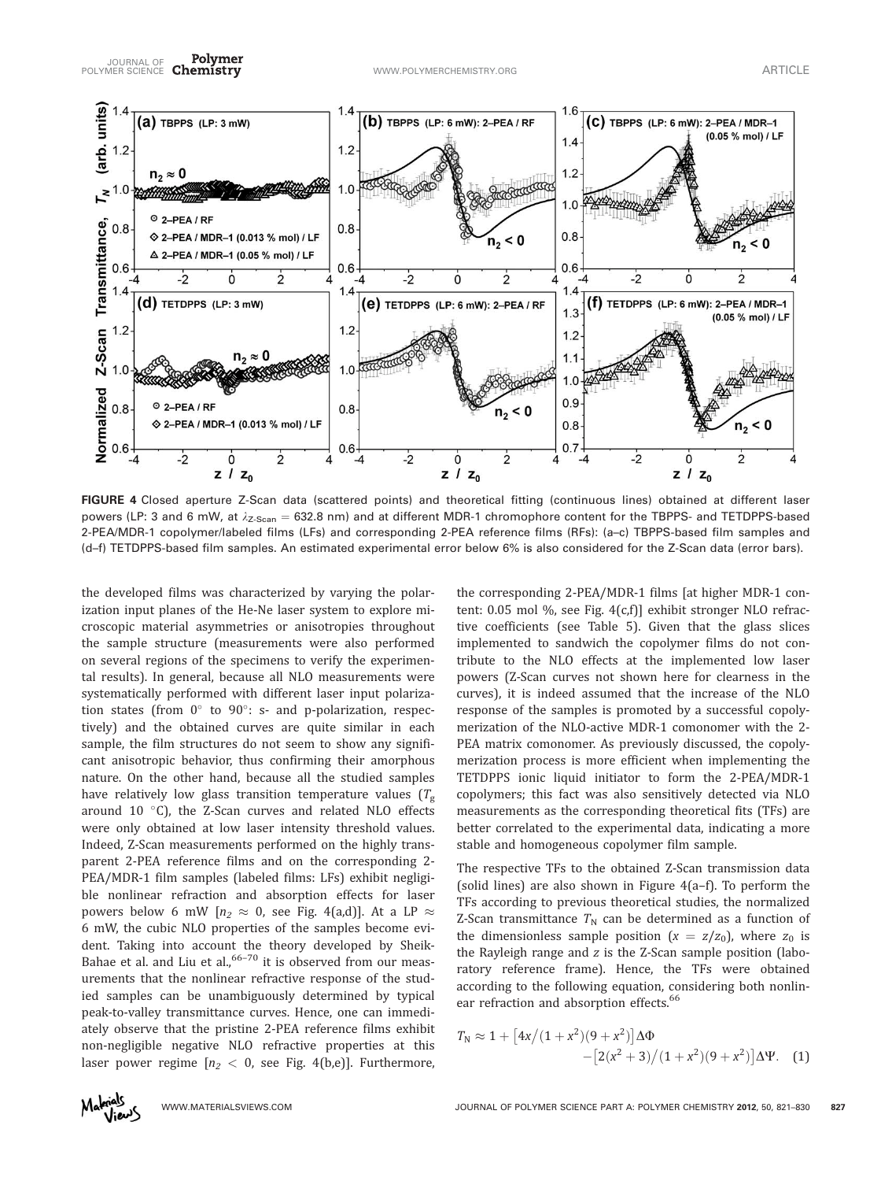FIGURE 4 Closed aperture Z-Scan data (scattered points) and theoretical fitting (continuous lines) obtained at different laser powers (LP: 3 and 6 mW, at $\lambda_{Z\text{-Scan}} = 632.8$ nm) and at different MDR-1 chromophore content for the TBPPS- and TETDPPS-based 2-PEA/MDR-1 copolymer/labeled films (LFs) and corresponding 2-PEA reference films (RFs): (a–c) TBPPS-based film samples and (d–f) TETDPPS-based film samples. An estimated experimental error below 6% is also considered for the Z-Scan data (error bars).

the developed films was characterized by varying the polarization input planes of the He-Ne laser system to explore microscopic material asymmetries or anisotropies throughout the sample structure (measurements were also performed on several regions of the specimens to verify the experimental results). In general, because all NLO measurements were systematically performed with different laser input polarization states (from 0° to 90°: s- and p-polarization, respectively) and the obtained curves are quite similar in each sample, the film structures do not seem to show any significant anisotropic behavior, thus confirming their amorphous nature. On the other hand, because all the studied samples have relatively low glass transition temperature values ($T_g$ around 10 °C), the Z-Scan curves and related NLO effects were only obtained at low laser intensity threshold values. Indeed, Z-Scan measurements performed on the highly transparent 2-PEA reference films and on the corresponding 2-PEA/MDR-1 film samples (labeled films: LFs) exhibit negligible nonlinear refraction and absorption effects for laser powers below 6 mW [$n_2 \approx 0$, see Fig. 4(a,d)]. At a LP $\approx$ 6 mW, the cubic NLO properties of the samples become evident. Taking into account the theory developed by Sheik-Bahae et al. and Liu et al.,[66–70] it is observed from our measurements that the nonlinear refractive response of the studied samples can be unambiguously determined by typical peak-to-valley transmittance curves. Hence, one can immediately observe that the pristine 2-PEA reference films exhibit non-negligible negative NLO refractive properties at this laser power regime [$n_2 < 0$, see Fig. 4(b,e)]. Furthermore, the corresponding 2-PEA/MDR-1 films [at higher MDR-1 content: 0.05 mol %, see Fig. 4(c,f)] exhibit stronger NLO refractive coefficients (see Table 5). Given that the glass slices implemented to sandwich the copolymer films do not contribute to the NLO effects at the implemented low laser powers (Z-Scan curves not shown here for clearness in the curves), it is indeed assumed that the increase of the NLO response of the samples is promoted by a successful copolymerization of the NLO-active MDR-1 comonomer with the 2-PEA matrix comonomer. As previously discussed, the copolymerization process is more efficient when implementing the TETDPPS ionic liquid initiator to form the 2-PEA/MDR-1 copolymers; this fact was also sensitively detected via NLO measurements as the corresponding theoretical fits (TFs) are better correlated to the experimental data, indicating a more stable and homogeneous copolymer film sample.

The respective TFs to the obtained Z-Scan transmission data (solid lines) are also shown in Figure 4(a–f). To perform the TFs according to previous theoretical studies, the normalized Z-Scan transmittance $T_N$ can be determined as a function of the dimensionless sample position ($x = z/z_0$), where $z_0$ is the Rayleigh range and $z$ is the Z-Scan sample position (laboratory reference frame). Hence, the TFs were obtained according to the following equation, considering both nonlinear refraction and absorption effects.[66]

$$T_N \approx 1 + \left[4x/(1+x^2)(9+x^2)\right]\Delta\Phi - \left[2(x^2+3)/(1+x^2)(9+x^2)\right]\Delta\Psi. \quad (1)$$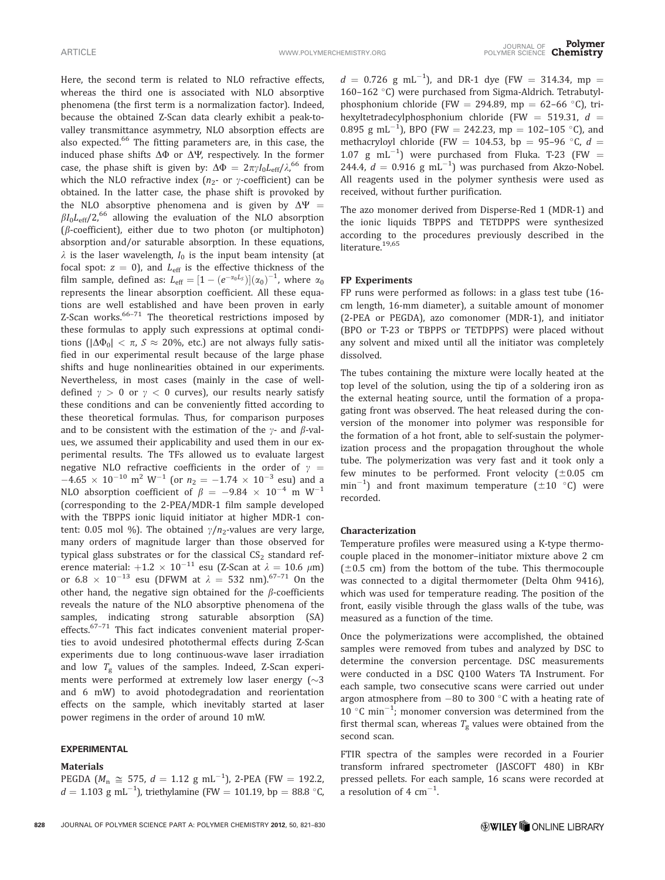Here, the second term is related to NLO refractive effects, whereas the third one is associated with NLO absorptive phenomena (the first term is a normalization factor). Indeed, because the obtained Z-Scan data clearly exhibit a peak-to-valley transmittance asymmetry, NLO absorption effects are also expected.[66] The fitting parameters are, in this case, the induced phase shifts $\Delta\Phi$ or $\Delta\Psi$, respectively. In the former case, the phase shift is given by: $\Delta\Phi = 2\pi\gamma I_0 L_{eff}/\lambda$,[66] from which the NLO refractive index ($n_2$- or $\gamma$-coefficient) can be obtained. In the latter case, the phase shift is provoked by the NLO absorptive phenomena and is given by $\Delta\Psi = \beta I_0 L_{eff}/2$,[66] allowing the evaluation of the NLO absorption ($\beta$-coefficient), either due to two photon (or multiphoton) absorption and/or saturable absorption. In these equations, $\lambda$ is the laser wavelength, $I_0$ is the input beam intensity (at focal spot: $z = 0$), and $L_{eff}$ is the effective thickness of the film sample, defined as: $L_{eff} = [1 - (e^{-\alpha_0 L_S})](\alpha_0)^{-1}$, where $\alpha_0$ represents the linear absorption coefficient. All these equations are well established and have been proven in early Z-Scan works.[66–71] The theoretical restrictions imposed by these formulas to apply such expressions at optimal conditions ($|\Delta\Phi_0| < \pi$, $S \approx 20\%$, etc.) are not always fully satisfied in our experimental result because of the large phase shifts and huge nonlinearities obtained in our experiments. Nevertheless, in most cases (mainly in the case of well-defined $\gamma > 0$ or $\gamma < 0$ curves), our results nearly satisfy these conditions and can be conveniently fitted according to these theoretical formulas. Thus, for comparison purposes and to be consistent with the estimation of the $\gamma$- and $\beta$-values, we assumed their applicability and used them in our experimental results. The TFs allowed us to evaluate largest negative NLO refractive coefficients in the order of $\gamma = -4.65 \times 10^{-10}$ m$^2$ W$^{-1}$ (or $n_2 = -1.74 \times 10^{-3}$ esu) and a NLO absorption coefficient of $\beta = -9.84 \times 10^{-4}$ m W$^{-1}$ (corresponding to the 2-PEA/MDR-1 film sample developed with the TBPPS ionic liquid initiator at higher MDR-1 content: 0.05 mol %). The obtained $\gamma/n_2$-values are very large, many orders of magnitude larger than those observed for typical glass substrates or for the classical $CS_2$ standard reference material: $+1.2 \times 10^{-11}$ esu (Z-Scan at $\lambda = 10.6$ $\mu$m) or $6.8 \times 10^{-13}$ esu (DFWM at $\lambda = 532$ nm).[67–71] On the other hand, the negative sign obtained for the $\beta$-coefficients reveals the nature of the NLO absorptive phenomena of the samples, indicating strong saturable absorption (SA) effects.[67–71] This fact indicates convenient material properties to avoid undesired photothermal effects during Z-Scan experiments due to long continuous-wave laser irradiation and low $T_g$ values of the samples. Indeed, Z-Scan experiments were performed at extremely low laser energy (~3 and 6 mW) to avoid photodegradation and reorientation effects on the sample, which inevitably started at laser power regimens in the order of around 10 mW.

## EXPERIMENTAL

### Materials

PEGDA ($M_n \cong 575$, $d = 1.12$ g mL$^{-1}$), 2-PEA (FW = 192.2, $d = 1.103$ g mL$^{-1}$), triethylamine (FW = 101.19, bp = 88.8 °C, $d = 0.726$ g mL$^{-1}$), and DR-1 dye (FW = 314.34, mp = 160–162 °C) were purchased from Sigma-Aldrich. Tetrabutylphosphonium chloride (FW = 294.89, mp = 62–66 °C), trihexyltetradecylphosphonium chloride (FW = 519.31, $d = 0.895$ g mL$^{-1}$), BPO (FW = 242.23, mp = 102–105 °C), and methacryloyl chloride (FW = 104.53, bp = 95–96 °C, $d = 1.07$ g mL$^{-1}$) were purchased from Fluka. T-23 (FW = 244.4, $d = 0.916$ g mL$^{-1}$) was purchased from Akzo-Nobel. All reagents used in the polymer synthesis were used as received, without further purification.

The azo monomer derived from Disperse-Red 1 (MDR-1) and the ionic liquids TBPPS and TETDPPS were synthesized according to the procedures previously described in the literature.[19,65]

### FP Experiments

FP runs were performed as follows: in a glass test tube (16-cm length, 16-mm diameter), a suitable amount of monomer (2-PEA or PEGDA), azo comonomer (MDR-1), and initiator (BPO or T-23 or TBPPS or TETDPPS) were placed without any solvent and mixed until all the initiator was completely dissolved.

The tubes containing the mixture were locally heated at the top level of the solution, using the tip of a soldering iron as the external heating source, until the formation of a propagating front was observed. The heat released during the conversion of the monomer into polymer was responsible for the formation of a hot front, able to self-sustain the polymerization process and the propagation throughout the whole tube. The polymerization was very fast and it took only a few minutes to be performed. Front velocity (±0.05 cm min$^{-1}$) and front maximum temperature (±10 °C) were recorded.

### Characterization

Temperature profiles were measured using a K-type thermocouple placed in the monomer–initiator mixture above 2 cm (±0.5 cm) from the bottom of the tube. This thermocouple was connected to a digital thermometer (Delta Ohm 9416), which was used for temperature reading. The position of the front, easily visible through the glass walls of the tube, was measured as a function of the time.

Once the polymerizations were accomplished, the obtained samples were removed from tubes and analyzed by DSC to determine the conversion percentage. DSC measurements were conducted in a DSC Q100 Waters TA Instrument. For each sample, two consecutive scans were carried out under argon atmosphere from −80 to 300 °C with a heating rate of 10 °C min$^{-1}$; monomer conversion was determined from the first thermal scan, whereas $T_g$ values were obtained from the second scan.

FTIR spectra of the samples were recorded in a Fourier transform infrared spectrometer (JASCOFT 480) in KBr pressed pellets. For each sample, 16 scans were recorded at a resolution of 4 cm$^{-1}$.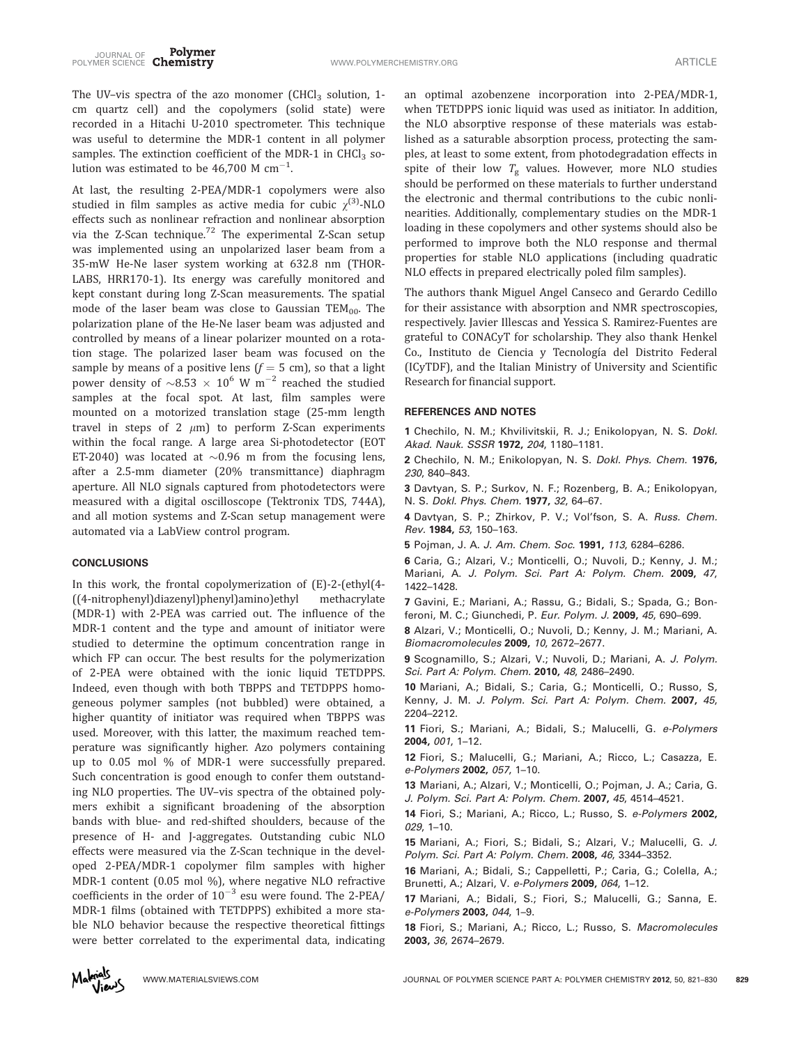The UV–vis spectra of the azo monomer ($CHCl_3$ solution, 1-cm quartz cell) and the copolymers (solid state) were recorded in a Hitachi U-2010 spectrometer. This technique was useful to determine the MDR-1 content in all polymer samples. The extinction coefficient of the MDR-1 in $CHCl_3$ solution was estimated to be 46,700 M $cm^{-1}$.

At last, the resulting 2-PEA/MDR-1 copolymers were also studied in film samples as active media for cubic $\chi^{(3)}$-NLO effects such as nonlinear refraction and nonlinear absorption via the Z-Scan technique.[72] The experimental Z-Scan setup was implemented using an unpolarized laser beam from a 35-mW He-Ne laser system working at 632.8 nm (THORLABS, HRR170-1). Its energy was carefully monitored and kept constant during long Z-Scan measurements. The spatial mode of the laser beam was close to Gaussian $TEM_{00}$. The polarization plane of the He-Ne laser beam was adjusted and controlled by means of a linear polarizer mounted on a rotation stage. The polarized laser beam was focused on the sample by means of a positive lens ($f = 5$ cm), so that a light power density of $\sim 8.53 \times 10^6$ W $m^{-2}$ reached the studied samples at the focal spot. At last, film samples were mounted on a motorized translation stage (25-mm length travel in steps of 2 $\mu$m) to perform Z-Scan experiments within the focal range. A large area Si-photodetector (EOT ET-2040) was located at $\sim$0.96 m from the focusing lens, after a 2.5-mm diameter (20% transmittance) diaphragm aperture. All NLO signals captured from photodetectors were measured with a digital oscilloscope (Tektronix TDS, 744A), and all motion systems and Z-Scan setup management were automated via a LabView control program.

## CONCLUSIONS

In this work, the frontal copolymerization of (E)-2-(ethyl(4-((4-nitrophenyl)diazenyl)phenyl)amino)ethyl methacrylate (MDR-1) with 2-PEA was carried out. The influence of the MDR-1 content and the type and amount of initiator were studied to determine the optimum concentration range in which FP can occur. The best results for the polymerization of 2-PEA were obtained with the ionic liquid TETDPPS. Indeed, even though with both TBPPS and TETDPPS homogeneous polymer samples (not bubbled) were obtained, a higher quantity of initiator was required when TBPPS was used. Moreover, with this latter, the maximum reached temperature was significantly higher. Azo polymers containing up to 0.05 mol % of MDR-1 were successfully prepared. Such concentration is good enough to confer them outstanding NLO properties. The UV–vis spectra of the obtained polymers exhibit a significant broadening of the absorption bands with blue- and red-shifted shoulders, because of the presence of H- and J-aggregates. Outstanding cubic NLO effects were measured via the Z-Scan technique in the developed 2-PEA/MDR-1 copolymer film samples with higher MDR-1 content (0.05 mol %), where negative NLO refractive coefficients in the order of $10^{-3}$ esu were found. The 2-PEA/MDR-1 films (obtained with TETDPPS) exhibited a more stable NLO behavior because the respective theoretical fittings were better correlated to the experimental data, indicating an optimal azobenzene incorporation into 2-PEA/MDR-1, when TETDPPS ionic liquid was used as initiator. In addition, the NLO absorptive response of these materials was established as a saturable absorption process, protecting the samples, at least to some extent, from photodegradation effects in spite of their low $T_g$ values. However, more NLO studies should be performed on these materials to further understand the electronic and thermal contributions to the cubic nonlinearities. Additionally, complementary studies on the MDR-1 loading in these copolymers and other systems should also be performed to improve both the NLO response and thermal properties for stable NLO applications (including quadratic NLO effects in prepared electrically poled film samples).

The authors thank Miguel Angel Canseco and Gerardo Cedillo for their assistance with absorption and NMR spectroscopies, respectively. Javier Illescas and Yessica S. Ramirez-Fuentes are grateful to CONACyT for scholarship. They also thank Henkel Co., Instituto de Ciencia y Tecnología del Distrito Federal (ICyTDF), and the Italian Ministry of University and Scientific Research for financial support.

## REFERENCES AND NOTES

1 Chechilo, N. M.; Khvilivitskii, R. J.; Enikolopyan, N. S. *Dokl. Akad. Nauk. SSSR* **1972,** *204*, 1180–1181.

2 Chechilo, N. M.; Enikolopyan, N. S. *Dokl. Phys. Chem.* **1976,** *230*, 840–843.

3 Davtyan, S. P.; Surkov, N. F.; Rozenberg, B. A.; Enikolopyan, N. S. *Dokl. Phys. Chem.* **1977,** *32*, 64–67.

4 Davtyan, S. P.; Zhirkov, P. V.; Vol'fson, S. A. *Russ. Chem. Rev.* **1984,** *53*, 150–163.

5 Pojman, J. A. *J. Am. Chem. Soc.* **1991,** *113*, 6284–6286.

6 Caria, G.; Alzari, V.; Monticelli, O.; Nuvoli, D.; Kenny, J. M.; Mariani, A. *J. Polym. Sci. Part A: Polym. Chem.* **2009,** *47*, 1422–1428.

7 Gavini, E.; Mariani, A.; Rassu, G.; Bidali, S.; Spada, G.; Bonferoni, M. C.; Giunchedi, P. *Eur. Polym. J.* **2009,** *45*, 690–699.

8 Alzari, V.; Monticelli, O.; Nuvoli, D.; Kenny, J. M.; Mariani, A. *Biomacromolecules* **2009,** *10*, 2672–2677.

9 Scognamillo, S.; Alzari, V.; Nuvoli, D.; Mariani, A. *J. Polym. Sci. Part A: Polym. Chem.* **2010,** *48*, 2486–2490.

10 Mariani, A.; Bidali, S.; Caria, G.; Monticelli, O.; Russo, S, Kenny, J. M. *J. Polym. Sci. Part A: Polym. Chem.* **2007,** *45*, 2204–2212.

11 Fiori, S.; Mariani, A.; Bidali, S.; Malucelli, G. *e-Polymers* **2004,** *001*, 1–12.

12 Fiori, S.; Malucelli, G.; Mariani, A.; Ricco, L.; Casazza, E. *e-Polymers* **2002,** *057*, 1–10.

13 Mariani, A.; Alzari, V.; Monticelli, O.; Pojman, J. A.; Caria, G. *J. Polym. Sci. Part A: Polym. Chem.* **2007,** *45*, 4514–4521.

14 Fiori, S.; Mariani, A.; Ricco, L.; Russo, S. *e-Polymers* **2002,** *029*, 1–10.

15 Mariani, A.; Fiori, S.; Bidali, S.; Alzari, V.; Malucelli, G. *J. Polym. Sci. Part A: Polym. Chem.* **2008,** *46*, 3344–3352.

16 Mariani, A.; Bidali, S.; Cappelletti, P.; Caria, G.; Colella, A.; Brunetti, A.; Alzari, V. *e-Polymers* **2009,** *064*, 1–12.

17 Mariani, A.; Bidali, S.; Fiori, S.; Malucelli, G.; Sanna, E. *e-Polymers* **2003,** *044*, 1–9.

18 Fiori, S.; Mariani, A.; Ricco, L.; Russo, S. *Macromolecules* **2003,** *36*, 2674–2679.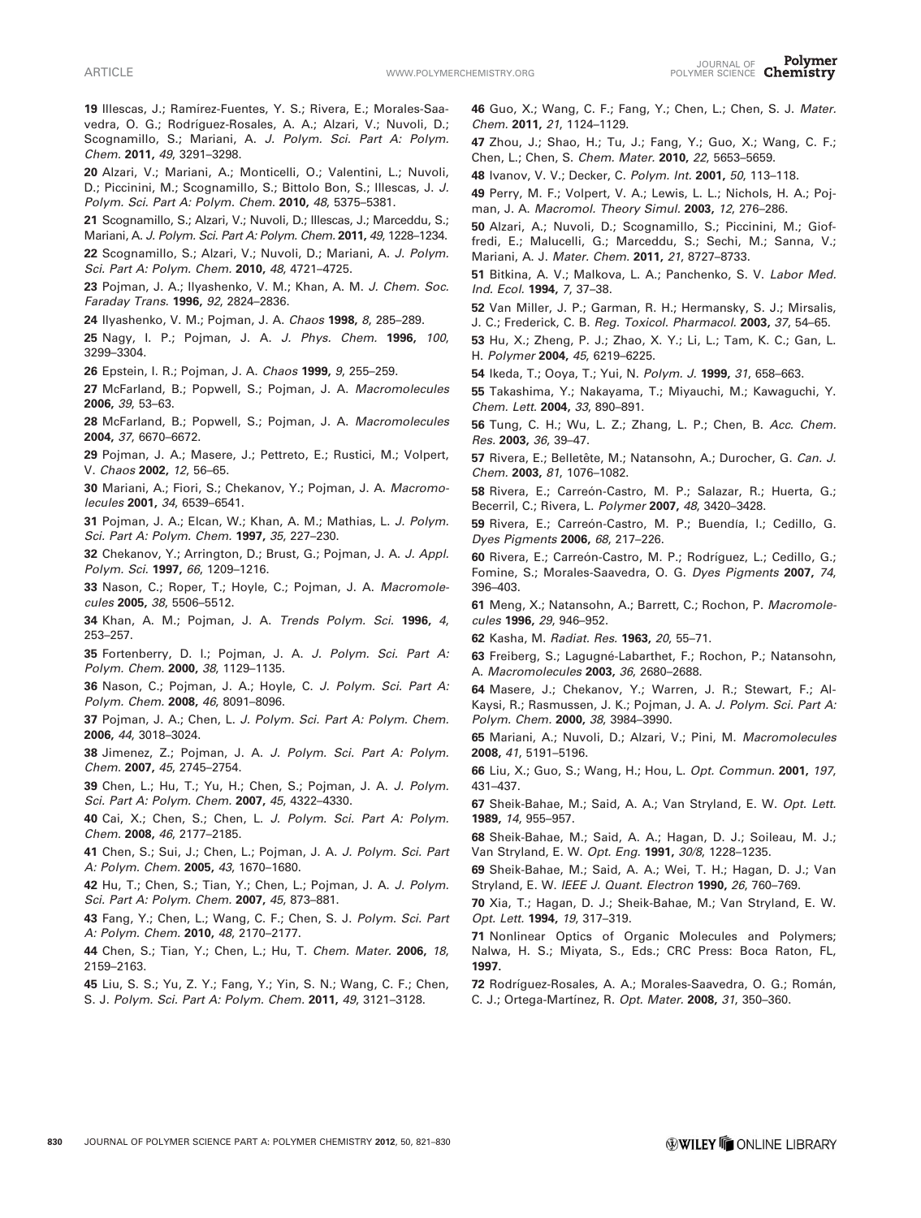19 Illescas, J.; Ramírez-Fuentes, Y. S.; Rivera, E.; Morales-Saavedra, O. G.; Rodríguez-Rosales, A. A.; Alzari, V.; Nuvoli, D.; Scognamillo, S.; Mariani, A. *J. Polym. Sci. Part A: Polym. Chem.* **2011,** *49*, 3291–3298.

20 Alzari, V.; Mariani, A.; Monticelli, O.; Valentini, L.; Nuvoli, D.; Piccinini, M.; Scognamillo, S.; Bittolo Bon, S.; Illescas, J. *J. Polym. Sci. Part A: Polym. Chem.* **2010,** *48*, 5375–5381.

21 Scognamillo, S.; Alzari, V.; Nuvoli, D.; Illescas, J.; Marceddu, S.; Mariani, A. *J. Polym. Sci. Part A: Polym. Chem.* **2011,** *49*, 1228–1234.

22 Scognamillo, S.; Alzari, V.; Nuvoli, D.; Mariani, A. *J. Polym. Sci. Part A: Polym. Chem.* **2010,** *48*, 4721–4725.

23 Pojman, J. A.; Ilyashenko, V. M.; Khan, A. M. *J. Chem. Soc. Faraday Trans.* **1996,** *92*, 2824–2836.

24 Ilyashenko, V. M.; Pojman, J. A. *Chaos* **1998,** *8*, 285–289.

25 Nagy, I. P.; Pojman, J. A. *J. Phys. Chem.* **1996,** *100*, 3299–3304.

26 Epstein, I. R.; Pojman, J. A. *Chaos* **1999,** *9*, 255–259.

27 McFarland, B.; Popwell, S.; Pojman, J. A. *Macromolecules* **2006,** *39*, 53–63.

28 McFarland, B.; Popwell, S.; Pojman, J. A. *Macromolecules* **2004,** *37*, 6670–6672.

29 Pojman, J. A.; Masere, J.; Pettreto, E.; Rustici, M.; Volpert, V. *Chaos* **2002,** *12*, 56–65.

30 Mariani, A.; Fiori, S.; Chekanov, Y.; Pojman, J. A. *Macromolecules* **2001,** *34*, 6539–6541.

31 Pojman, J. A.; Elcan, W.; Khan, A. M.; Mathias, L. *J. Polym. Sci. Part A: Polym. Chem.* **1997,** *35*, 227–230.

32 Chekanov, Y.; Arrington, D.; Brust, G.; Pojman, J. A. *J. Appl. Polym. Sci.* **1997,** *66*, 1209–1216.

33 Nason, C.; Roper, T.; Hoyle, C.; Pojman, J. A. *Macromolecules* **2005,** *38*, 5506–5512.

34 Khan, A. M.; Pojman, J. A. *Trends Polym. Sci.* **1996,** *4*, 253–257.

35 Fortenberry, D. I.; Pojman, J. A. *J. Polym. Sci. Part A: Polym. Chem.* **2000,** *38*, 1129–1135.

36 Nason, C.; Pojman, J. A.; Hoyle, C. *J. Polym. Sci. Part A: Polym. Chem.* **2008,** *46*, 8091–8096.

37 Pojman, J. A.; Chen, L. *J. Polym. Sci. Part A: Polym. Chem.* **2006,** *44*, 3018–3024.

38 Jimenez, Z.; Pojman, J. A. *J. Polym. Sci. Part A: Polym. Chem.* **2007,** *45*, 2745–2754.

39 Chen, L.; Hu, T.; Yu, H.; Chen, S.; Pojman, J. A. *J. Polym. Sci. Part A: Polym. Chem.* **2007,** *45*, 4322–4330.

40 Cai, X.; Chen, S.; Chen, L. *J. Polym. Sci. Part A: Polym. Chem.* **2008,** *46*, 2177–2185.

41 Chen, S.; Sui, J.; Chen, L.; Pojman, J. A. *J. Polym. Sci. Part A: Polym. Chem.* **2005,** *43*, 1670–1680.

42 Hu, T.; Chen, S.; Tian, Y.; Chen, L.; Pojman, J. A. *J. Polym. Sci. Part A: Polym. Chem.* **2007,** *45*, 873–881.

43 Fang, Y.; Chen, L.; Wang, C. F.; Chen, S. J. *Polym. Sci. Part A: Polym. Chem.* **2010,** *48*, 2170–2177.

44 Chen, S.; Tian, Y.; Chen, L.; Hu, T. *Chem. Mater.* **2006,** *18*, 2159–2163.

45 Liu, S. S.; Yu, Z. Y.; Fang, Y.; Yin, S. N.; Wang, C. F.; Chen, S. J. *Polym. Sci. Part A: Polym. Chem.* **2011,** *49*, 3121–3128.

46 Guo, X.; Wang, C. F.; Fang, Y.; Chen, L.; Chen, S. J. *Mater. Chem.* **2011,** *21*, 1124–1129.

47 Zhou, J.; Shao, H.; Tu, J.; Fang, Y.; Guo, X.; Wang, C. F.; Chen, L.; Chen, S. *Chem. Mater.* **2010,** *22*, 5653–5659.

48 Ivanov, V. V.; Decker, C. *Polym. Int.* **2001,** *50*, 113–118.

49 Perry, M. F.; Volpert, V. A.; Lewis, L. L.; Nichols, H. A.; Pojman, J. A. *Macromol. Theory Simul.* **2003,** *12*, 276–286.

50 Alzari, A.; Nuvoli, D.; Scognamillo, S.; Piccinini, M.; Gioffredi, E.; Malucelli, G.; Marceddu, S.; Sechi, M.; Sanna, V.; Mariani, A. J. *Mater. Chem.* **2011,** *21*, 8727–8733.

51 Bitkina, A. V.; Malkova, L. A.; Panchenko, S. V. *Labor Med. Ind. Ecol.* **1994,** *7*, 37–38.

52 Van Miller, J. P.; Garman, R. H.; Hermansky, S. J.; Mirsalis, J. C.; Frederick, C. B. *Reg. Toxicol. Pharmacol.* **2003,** *37*, 54–65.

53 Hu, X.; Zheng, P. J.; Zhao, X. Y.; Li, L.; Tam, K. C.; Gan, L. H. *Polymer* **2004,** *45*, 6219–6225.

54 Ikeda, T.; Ooya, T.; Yui, N. *Polym. J.* **1999,** *31*, 658–663.

55 Takashima, Y.; Nakayama, T.; Miyauchi, M.; Kawaguchi, Y. *Chem. Lett.* **2004,** *33*, 890–891.

56 Tung, C. H.; Wu, L. Z.; Zhang, L. P.; Chen, B. *Acc. Chem. Res.* **2003,** *36*, 39–47.

57 Rivera, E.; Belletête, M.; Natansohn, A.; Durocher, G. *Can. J. Chem.* **2003,** *81*, 1076–1082.

58 Rivera, E.; Carreón-Castro, M. P.; Salazar, R.; Huerta, G.; Becerril, C.; Rivera, L. *Polymer* **2007,** *48*, 3420–3428.

59 Rivera, E.; Carreón-Castro, M. P.; Buendía, I.; Cedillo, G. *Dyes Pigments* **2006,** *68*, 217–226.

60 Rivera, E.; Carreón-Castro, M. P.; Rodríguez, L.; Cedillo, G.; Fomine, S.; Morales-Saavedra, O. G. *Dyes Pigments* **2007,** *74*, 396–403.

61 Meng, X.; Natansohn, A.; Barrett, C.; Rochon, P. *Macromolecules* **1996,** *29*, 946–952.

62 Kasha, M. *Radiat. Res.* **1963,** *20*, 55–71.

63 Freiberg, S.; Lagugné-Labarthet, F.; Rochon, P.; Natansohn, A. *Macromolecules* **2003,** *36*, 2680–2688.

64 Masere, J.; Chekanov, Y.; Warren, J. R.; Stewart, F.; Al-Kaysi, R.; Rasmussen, J. K.; Pojman, J. A. *J. Polym. Sci. Part A: Polym. Chem.* **2000,** *38*, 3984–3990.

65 Mariani, A.; Nuvoli, D.; Alzari, V.; Pini, M. *Macromolecules* **2008,** *41*, 5191–5196.

66 Liu, X.; Guo, S.; Wang, H.; Hou, L. *Opt. Commun.* **2001,** *197*, 431–437.

67 Sheik-Bahae, M.; Said, A. A.; Van Stryland, E. W. *Opt. Lett.* **1989,** *14*, 955–957.

68 Sheik-Bahae, M.; Said, A. A.; Hagan, D. J.; Soileau, M. J.; Van Stryland, E. W. *Opt. Eng.* **1991,** *30/8*, 1228–1235.

69 Sheik-Bahae, M.; Said, A. A.; Wei, T. H.; Hagan, D. J.; Van Stryland, E. W. *IEEE J. Quant. Electron* **1990,** *26*, 760–769.

70 Xia, T.; Hagan, D. J.; Sheik-Bahae, M.; Van Stryland, E. W. *Opt. Lett.* **1994,** *19*, 317–319.

71 Nonlinear Optics of Organic Molecules and Polymers; Nalwa, H. S.; Miyata, S., Eds.; CRC Press: Boca Raton, FL, **1997.**

72 Rodríguez-Rosales, A. A.; Morales-Saavedra, O. G.; Román, C. J.; Ortega-Martínez, R. *Opt. Mater.* **2008,** *31*, 350–360.